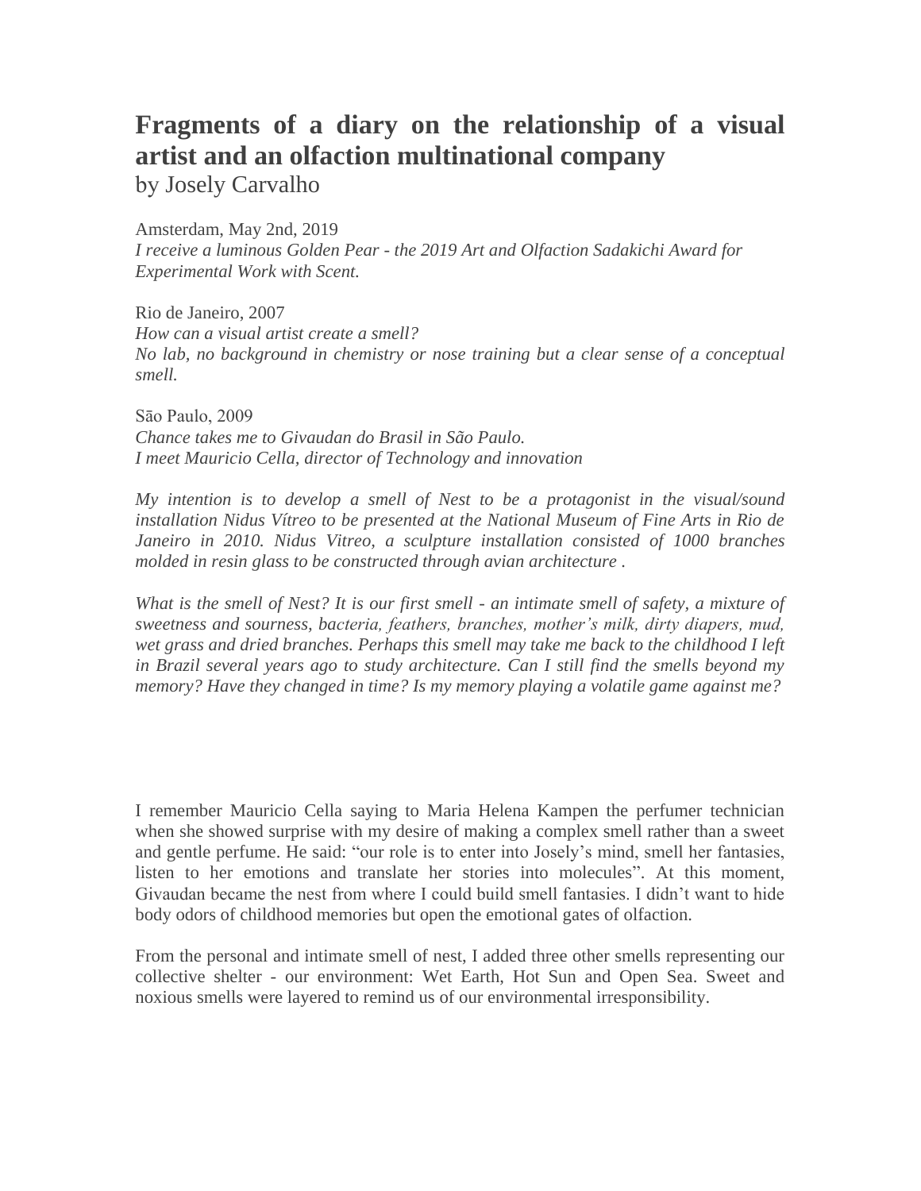# Fragments of a diary on the relationship of a visual artist and an olfaction multinational company

by Josely Carvalho

Amsterdam, May 2nd, 2019
*I receive a luminous Golden Pear - the 2019 Art and Olfaction Sadakichi Award for Experimental Work with Scent.*

Rio de Janeiro, 2007
*How can a visual artist create a smell?*
*No lab, no background in chemistry or nose training but a clear sense of a conceptual smell.*

São Paulo, 2009
*Chance takes me to Givaudan do Brasil in São Paulo.*
*I meet Mauricio Cella, director of Technology and innovation*

*My intention is to develop a smell of Nest to be a protagonist in the visual/sound installation Nidus Vítreo to be presented at the National Museum of Fine Arts in Rio de Janeiro in 2010. Nidus Vitreo, a sculpture installation consisted of 1000 branches molded in resin glass to be constructed through avian architecture .*

*What is the smell of Nest? It is our first smell - an intimate smell of safety, a mixture of sweetness and sourness, bacteria, feathers, branches, mother's milk, dirty diapers, mud, wet grass and dried branches. Perhaps this smell may take me back to the childhood I left in Brazil several years ago to study architecture. Can I still find the smells beyond my memory? Have they changed in time? Is my memory playing a volatile game against me?*

I remember Mauricio Cella saying to Maria Helena Kampen the perfumer technician when she showed surprise with my desire of making a complex smell rather than a sweet and gentle perfume. He said: "our role is to enter into Josely's mind, smell her fantasies, listen to her emotions and translate her stories into molecules". At this moment, Givaudan became the nest from where I could build smell fantasies. I didn't want to hide body odors of childhood memories but open the emotional gates of olfaction.

From the personal and intimate smell of nest, I added three other smells representing our collective shelter - our environment: Wet Earth, Hot Sun and Open Sea. Sweet and noxious smells were layered to remind us of our environmental irresponsibility.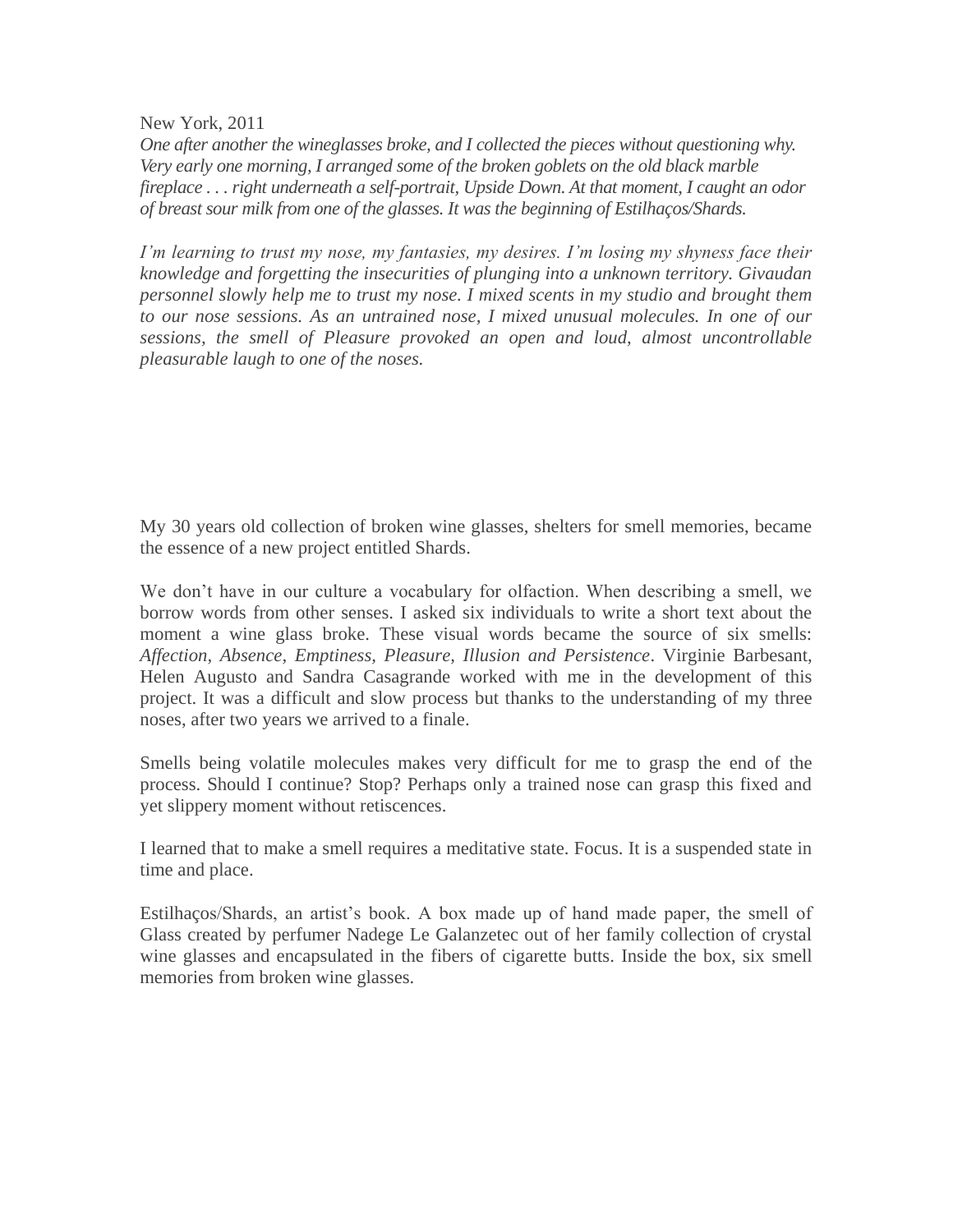New York, 2011

*One after another the wineglasses broke, and I collected the pieces without questioning why. Very early one morning, I arranged some of the broken goblets on the old black marble fireplace . . . right underneath a self-portrait, Upside Down. At that moment, I caught an odor of breast sour milk from one of the glasses. It was the beginning of Estilhaços/Shards.*

*I'm learning to trust my nose, my fantasies, my desires. I'm losing my shyness face their knowledge and forgetting the insecurities of plunging into a unknown territory. Givaudan personnel slowly help me to trust my nose. I mixed scents in my studio and brought them to our nose sessions. As an untrained nose, I mixed unusual molecules. In one of our sessions, the smell of Pleasure provoked an open and loud, almost uncontrollable pleasurable laugh to one of the noses.*

My 30 years old collection of broken wine glasses, shelters for smell memories, became the essence of a new project entitled Shards.

We don't have in our culture a vocabulary for olfaction. When describing a smell, we borrow words from other senses. I asked six individuals to write a short text about the moment a wine glass broke. These visual words became the source of six smells: *Affection, Absence, Emptiness, Pleasure, Illusion and Persistence*. Virginie Barbesant, Helen Augusto and Sandra Casagrande worked with me in the development of this project. It was a difficult and slow process but thanks to the understanding of my three noses, after two years we arrived to a finale.

Smells being volatile molecules makes very difficult for me to grasp the end of the process. Should I continue? Stop? Perhaps only a trained nose can grasp this fixed and yet slippery moment without retiscences.

I learned that to make a smell requires a meditative state. Focus. It is a suspended state in time and place.

Estilhaços/Shards, an artist's book. A box made up of hand made paper, the smell of Glass created by perfumer Nadege Le Galanzetec out of her family collection of crystal wine glasses and encapsulated in the fibers of cigarette butts. Inside the box, six smell memories from broken wine glasses.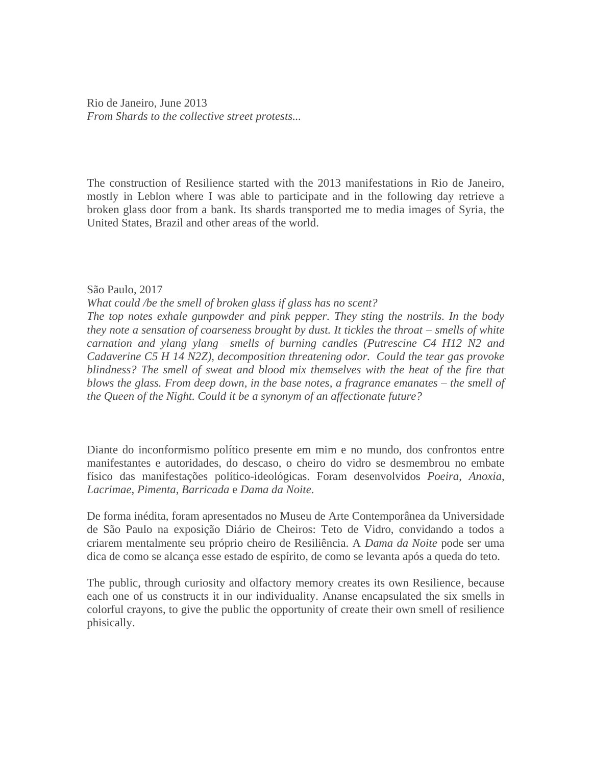Rio de Janeiro, June 2013
*From Shards to the collective street protests...*

The construction of Resilience started with the 2013 manifestations in Rio de Janeiro, mostly in Leblon where I was able to participate and in the following day retrieve a broken glass door from a bank. Its shards transported me to media images of Syria, the United States, Brazil and other areas of the world.

São Paulo, 2017
*What could /be the smell of broken glass if glass has no scent?*
*The top notes exhale gunpowder and pink pepper. They sting the nostrils. In the body they note a sensation of coarseness brought by dust. It tickles the throat – smells of white carnation and ylang ylang –smells of burning candles (Putrescine C4 H12 N2 and Cadaverine C5 H 14 N2Z), decomposition threatening odor. Could the tear gas provoke blindness? The smell of sweat and blood mix themselves with the heat of the fire that blows the glass. From deep down, in the base notes, a fragrance emanates – the smell of the Queen of the Night. Could it be a synonym of an affectionate future?*

Diante do inconformismo político presente em mim e no mundo, dos confrontos entre manifestantes e autoridades, do descaso, o cheiro do vidro se desmembrou no embate físico das manifestações político-ideológicas. Foram desenvolvidos *Poeira*, *Anoxia*, *Lacrimae*, *Pimenta*, *Barricada* e *Dama da Noite*.

De forma inédita, foram apresentados no Museu de Arte Contemporânea da Universidade de São Paulo na exposição Diário de Cheiros: Teto de Vidro, convidando a todos a criarem mentalmente seu próprio cheiro de Resiliência. A *Dama da Noite* pode ser uma dica de como se alcança esse estado de espírito, de como se levanta após a queda do teto.

The public, through curiosity and olfactory memory creates its own Resilience, because each one of us constructs it in our individuality. Ananse encapsulated the six smells in colorful crayons, to give the public the opportunity of create their own smell of resilience phisically.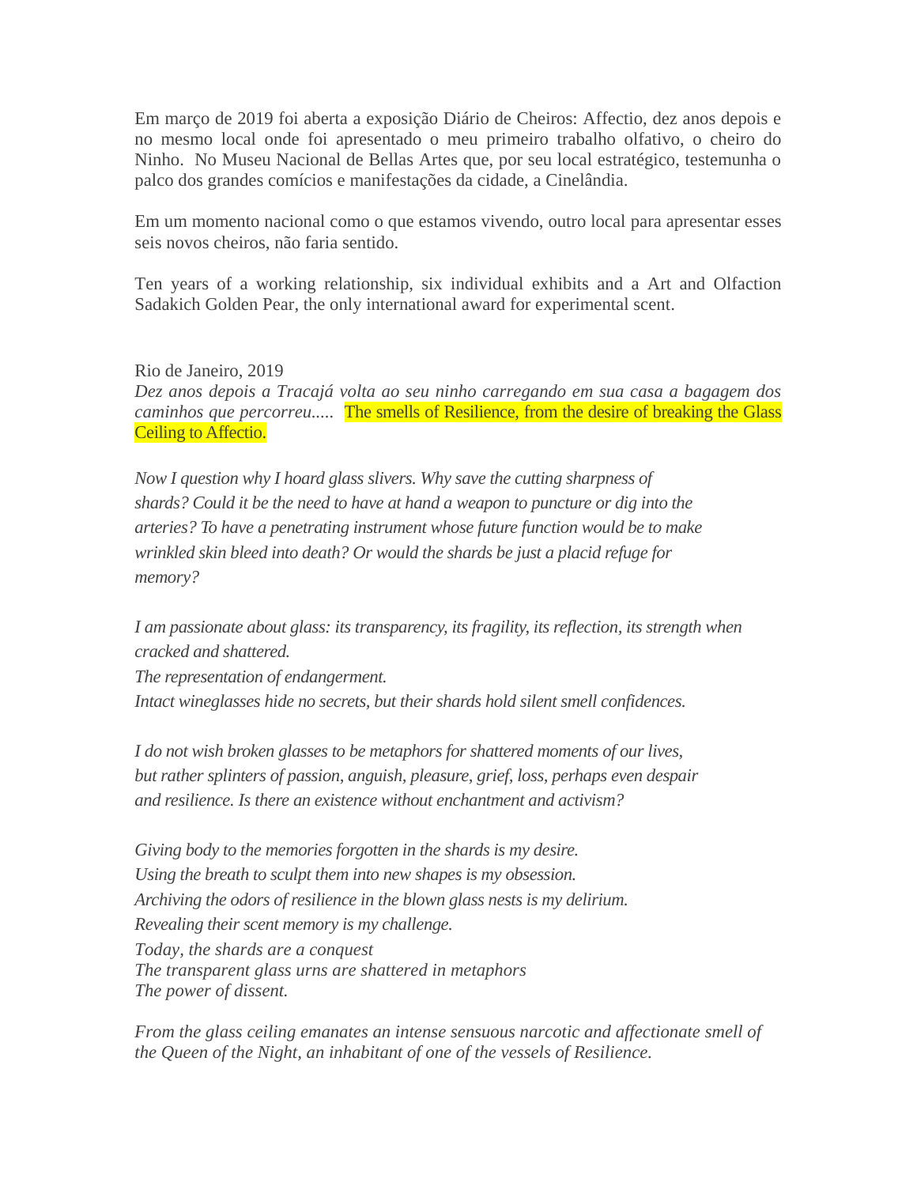Em março de 2019 foi aberta a exposição Diário de Cheiros: Affectio, dez anos depois e no mesmo local onde foi apresentado o meu primeiro trabalho olfativo, o cheiro do Ninho. No Museu Nacional de Bellas Artes que, por seu local estratégico, testemunha o palco dos grandes comícios e manifestações da cidade, a Cinelândia.

Em um momento nacional como o que estamos vivendo, outro local para apresentar esses seis novos cheiros, não faria sentido.

Ten years of a working relationship, six individual exhibits and a Art and Olfaction Sadakich Golden Pear, the only international award for experimental scent.

Rio de Janeiro, 2019
*Dez anos depois a Tracajá volta ao seu ninho carregando em sua casa a bagagem dos caminhos que percorreu.....* The smells of Resilience, from the desire of breaking the Glass Ceiling to Affectio.

*Now I question why I hoard glass slivers. Why save the cutting sharpness of shards? Could it be the need to have at hand a weapon to puncture or dig into the arteries? To have a penetrating instrument whose future function would be to make wrinkled skin bleed into death? Or would the shards be just a placid refuge for memory?*

*I am passionate about glass: its transparency, its fragility, its reflection, its strength when cracked and shattered.*
*The representation of endangerment.*
*Intact wineglasses hide no secrets, but their shards hold silent smell confidences.*

*I do not wish broken glasses to be metaphors for shattered moments of our lives, but rather splinters of passion, anguish, pleasure, grief, loss, perhaps even despair and resilience. Is there an existence without enchantment and activism?*

*Giving body to the memories forgotten in the shards is my desire.*
*Using the breath to sculpt them into new shapes is my obsession.*
*Archiving the odors of resilience in the blown glass nests is my delirium.*
*Revealing their scent memory is my challenge.*
*Today, the shards are a conquest*
*The transparent glass urns are shattered in metaphors*
*The power of dissent.*

*From the glass ceiling emanates an intense sensuous narcotic and affectionate smell of the Queen of the Night, an inhabitant of one of the vessels of Resilience.*